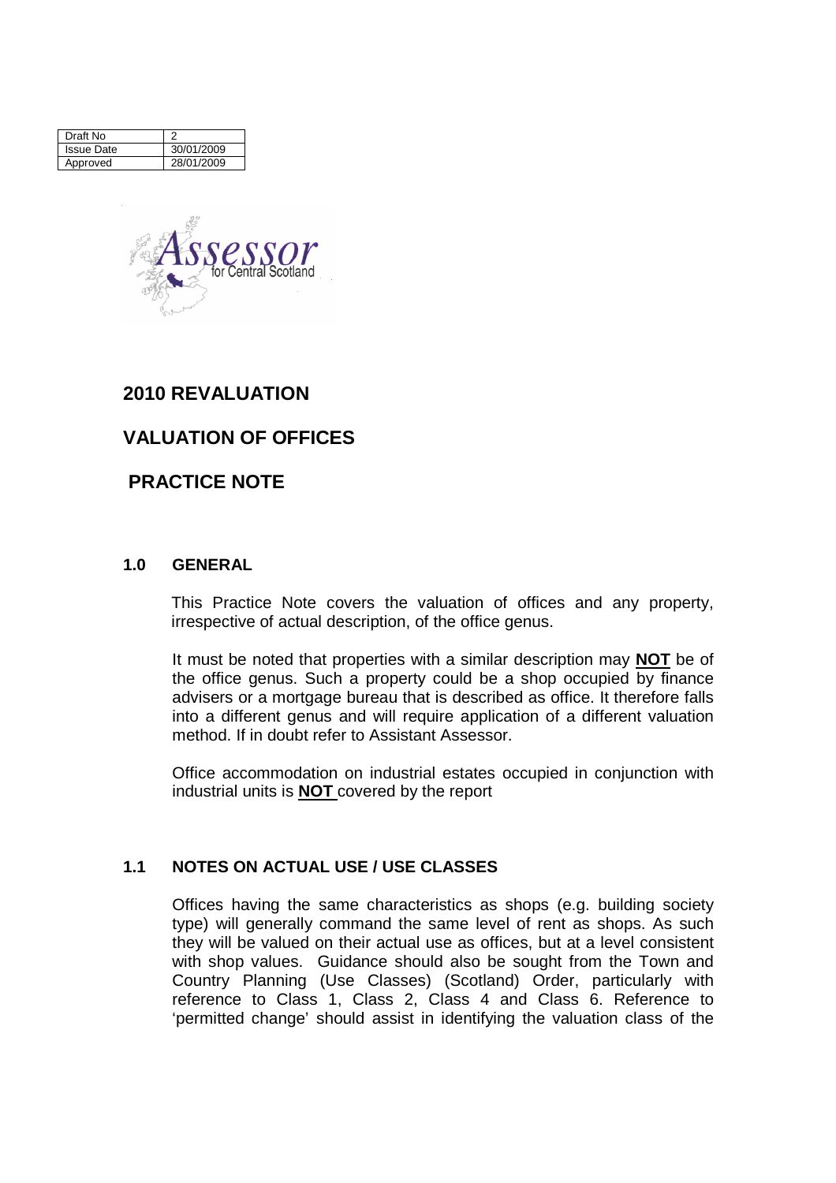| Draft No | 2 |
| --- | --- |
| Issue Date | 30/01/2009 |
| Approved | 28/01/2009 |

Assessor for Central Scotland

# 2010 REVALUATION

# VALUATION OF OFFICES

# PRACTICE NOTE

## 1.0 GENERAL

This Practice Note covers the valuation of offices and any property, irrespective of actual description, of the office genus.

It must be noted that properties with a similar description may **NOT** be of the office genus. Such a property could be a shop occupied by finance advisers or a mortgage bureau that is described as office. It therefore falls into a different genus and will require application of a different valuation method. If in doubt refer to Assistant Assessor.

Office accommodation on industrial estates occupied in conjunction with industrial units is **NOT** covered by the report

## 1.1 NOTES ON ACTUAL USE / USE CLASSES

Offices having the same characteristics as shops (e.g. building society type) will generally command the same level of rent as shops. As such they will be valued on their actual use as offices, but at a level consistent with shop values. Guidance should also be sought from the Town and Country Planning (Use Classes) (Scotland) Order, particularly with reference to Class 1, Class 2, Class 4 and Class 6. Reference to 'permitted change' should assist in identifying the valuation class of the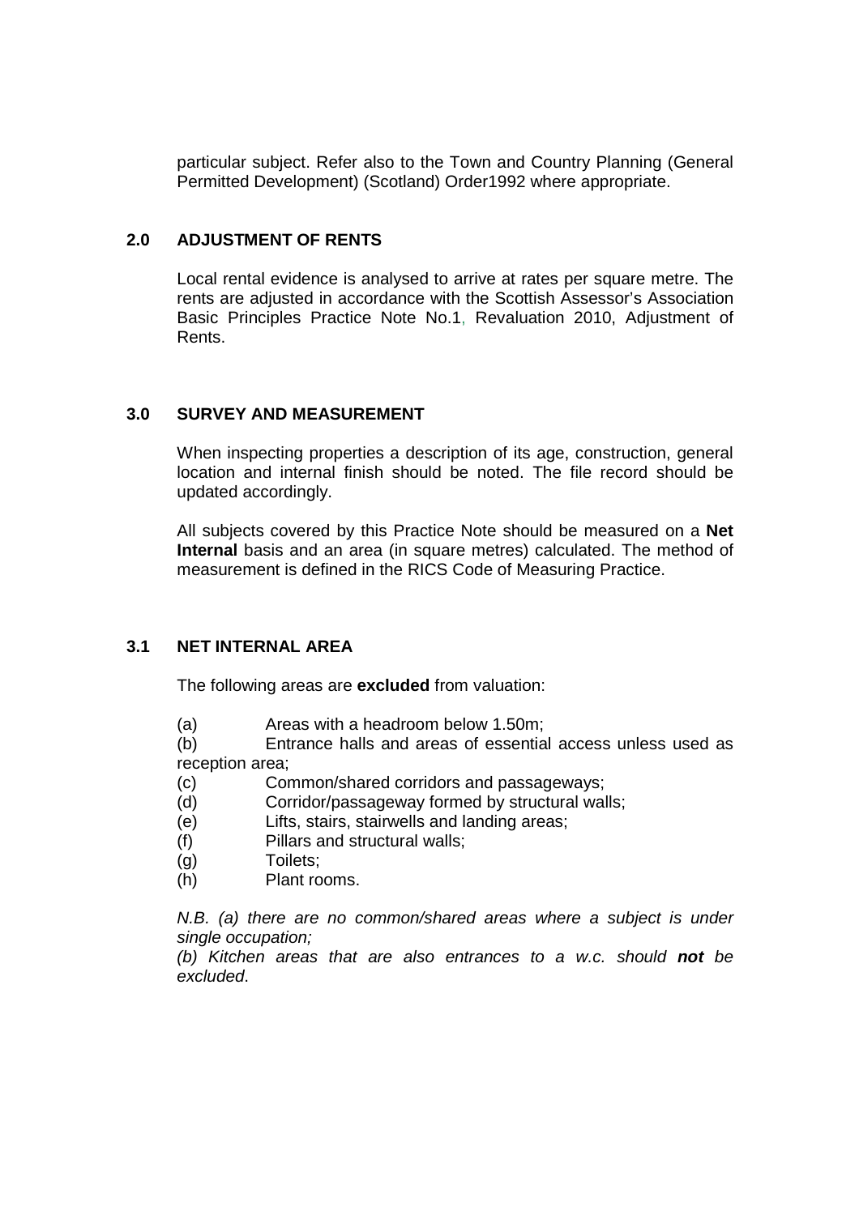particular subject. Refer also to the Town and Country Planning (General Permitted Development) (Scotland) Order1992 where appropriate.

## 2.0 ADJUSTMENT OF RENTS

Local rental evidence is analysed to arrive at rates per square metre. The rents are adjusted in accordance with the Scottish Assessor's Association Basic Principles Practice Note No.1, Revaluation 2010, Adjustment of Rents.

## 3.0 SURVEY AND MEASUREMENT

When inspecting properties a description of its age, construction, general location and internal finish should be noted. The file record should be updated accordingly.

All subjects covered by this Practice Note should be measured on a **Net Internal** basis and an area (in square metres) calculated. The method of measurement is defined in the RICS Code of Measuring Practice.

### 3.1 NET INTERNAL AREA

The following areas are **excluded** from valuation:

(a) Areas with a headroom below 1.50m;
(b) Entrance halls and areas of essential access unless used as reception area;
(c) Common/shared corridors and passageways;
(d) Corridor/passageway formed by structural walls;
(e) Lifts, stairs, stairwells and landing areas;
(f) Pillars and structural walls;
(g) Toilets;
(h) Plant rooms.

*N.B. (a) there are no common/shared areas where a subject is under single occupation;*
*(b) Kitchen areas that are also entrances to a w.c. should **not** be excluded.*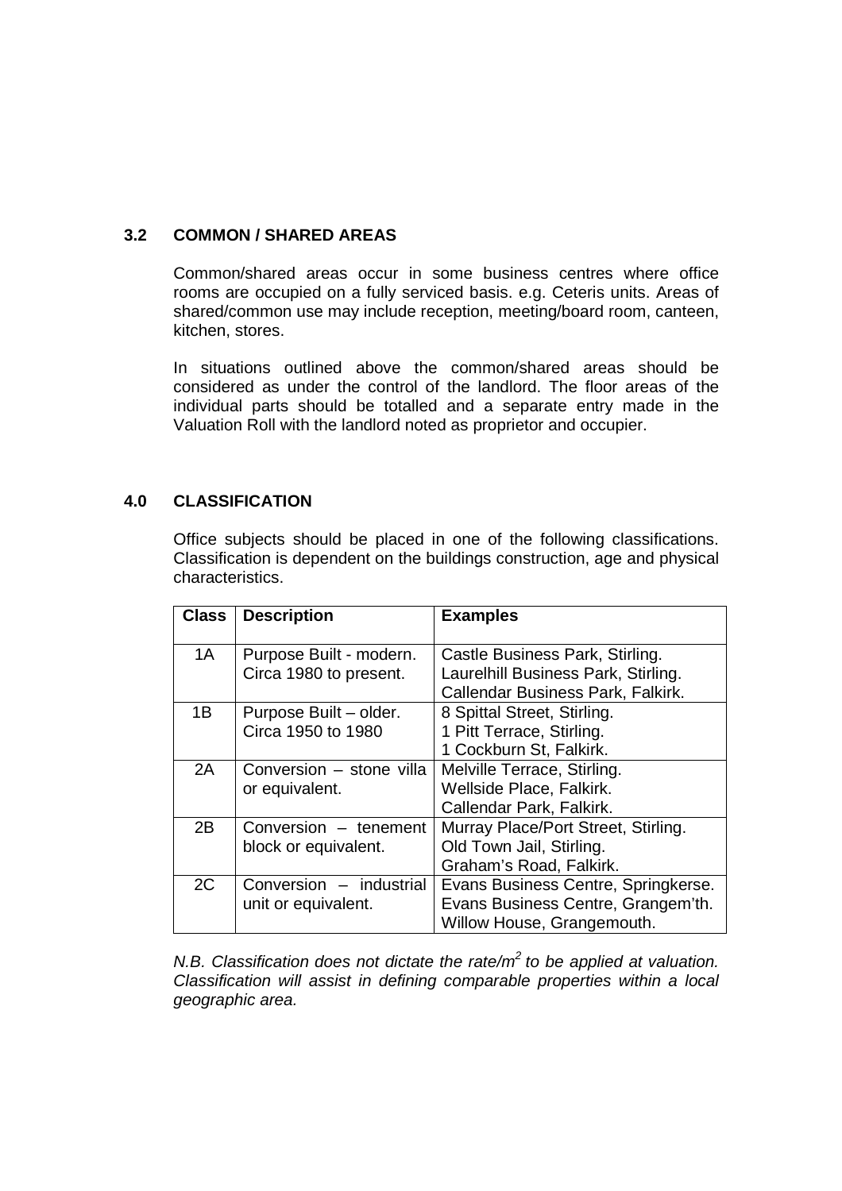## 3.2 COMMON / SHARED AREAS

Common/shared areas occur in some business centres where office rooms are occupied on a fully serviced basis. e.g. Ceteris units. Areas of shared/common use may include reception, meeting/board room, canteen, kitchen, stores.

In situations outlined above the common/shared areas should be considered as under the control of the landlord. The floor areas of the individual parts should be totalled and a separate entry made in the Valuation Roll with the landlord noted as proprietor and occupier.

## 4.0 CLASSIFICATION

Office subjects should be placed in one of the following classifications. Classification is dependent on the buildings construction, age and physical characteristics.

| Class | Description | Examples |
|---|---|---|
| 1A | Purpose Built - modern. Circa 1980 to present. | Castle Business Park, Stirling. Laurelhill Business Park, Stirling. Callendar Business Park, Falkirk. |
| 1B | Purpose Built – older. Circa 1950 to 1980 | 8 Spittal Street, Stirling. 1 Pitt Terrace, Stirling. 1 Cockburn St, Falkirk. |
| 2A | Conversion – stone villa or equivalent. | Melville Terrace, Stirling. Wellside Place, Falkirk. Callendar Park, Falkirk. |
| 2B | Conversion – tenement block or equivalent. | Murray Place/Port Street, Stirling. Old Town Jail, Stirling. Graham's Road, Falkirk. |
| 2C | Conversion – industrial unit or equivalent. | Evans Business Centre, Springkerse. Evans Business Centre, Grangem'th. Willow House, Grangemouth. |

*N.B. Classification does not dictate the rate/$m^2$ to be applied at valuation. Classification will assist in defining comparable properties within a local geographic area.*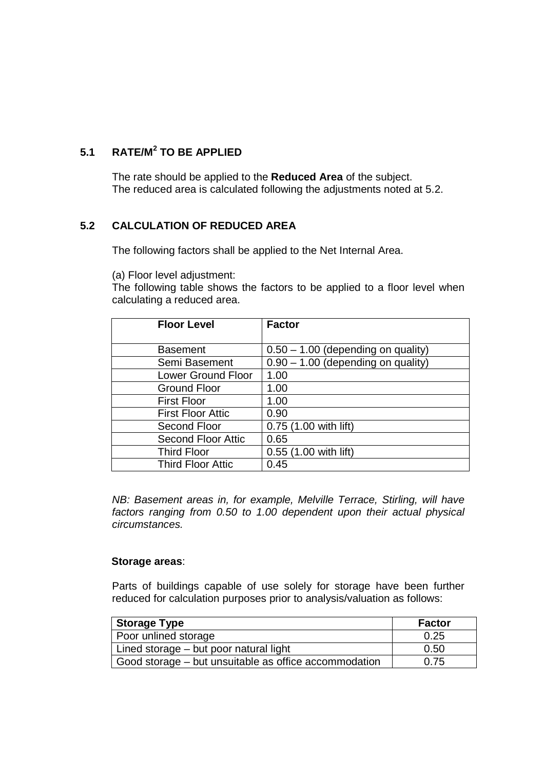## 5.1 RATE/M$^2$ TO BE APPLIED

The rate should be applied to the **Reduced Area** of the subject.
The reduced area is calculated following the adjustments noted at 5.2.

## 5.2 CALCULATION OF REDUCED AREA

The following factors shall be applied to the Net Internal Area.

(a) Floor level adjustment:
The following table shows the factors to be applied to a floor level when calculating a reduced area.

| Floor Level | Factor |
|---|---|
| Basement | 0.50 – 1.00 (depending on quality) |
| Semi Basement | 0.90 – 1.00 (depending on quality) |
| Lower Ground Floor | 1.00 |
| Ground Floor | 1.00 |
| First Floor | 1.00 |
| First Floor Attic | 0.90 |
| Second Floor | 0.75 (1.00 with lift) |
| Second Floor Attic | 0.65 |
| Third Floor | 0.55 (1.00 with lift) |
| Third Floor Attic | 0.45 |

*NB: Basement areas in, for example, Melville Terrace, Stirling, will have factors ranging from 0.50 to 1.00 dependent upon their actual physical circumstances.*

**Storage areas**:

Parts of buildings capable of use solely for storage have been further reduced for calculation purposes prior to analysis/valuation as follows:

| Storage Type | Factor |
|---|---|
| Poor unlined storage | 0.25 |
| Lined storage – but poor natural light | 0.50 |
| Good storage – but unsuitable as office accommodation | 0.75 |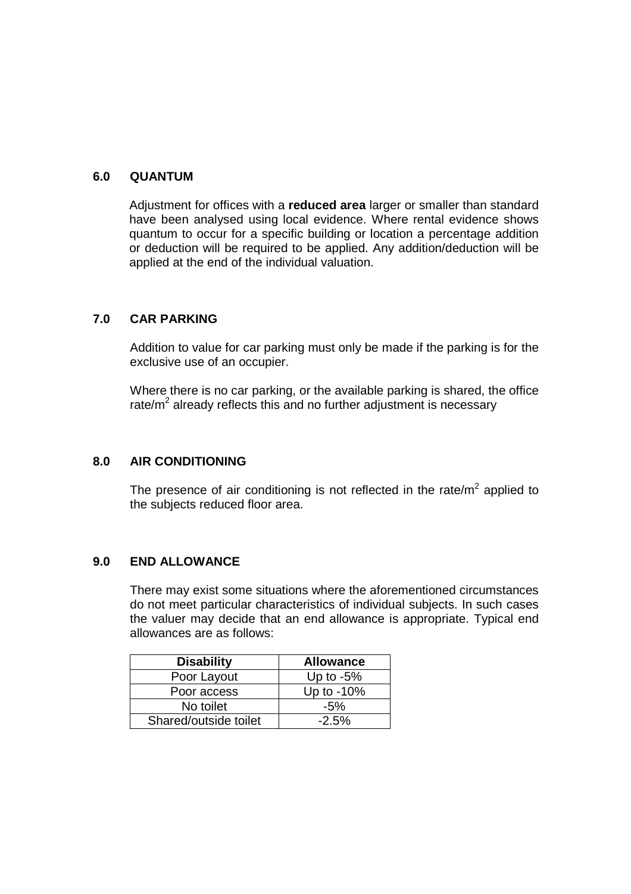## 6.0 QUANTUM

Adjustment for offices with a **reduced area** larger or smaller than standard have been analysed using local evidence. Where rental evidence shows quantum to occur for a specific building or location a percentage addition or deduction will be required to be applied. Any addition/deduction will be applied at the end of the individual valuation.

## 7.0 CAR PARKING

Addition to value for car parking must only be made if the parking is for the exclusive use of an occupier.

Where there is no car parking, or the available parking is shared, the office rate/$m^2$ already reflects this and no further adjustment is necessary

## 8.0 AIR CONDITIONING

The presence of air conditioning is not reflected in the rate/$m^2$ applied to the subjects reduced floor area.

## 9.0 END ALLOWANCE

There may exist some situations where the aforementioned circumstances do not meet particular characteristics of individual subjects. In such cases the valuer may decide that an end allowance is appropriate. Typical end allowances are as follows:

| Disability | Allowance |
|---|---|
| Poor Layout | Up to -5% |
| Poor access | Up to -10% |
| No toilet | -5% |
| Shared/outside toilet | -2.5% |